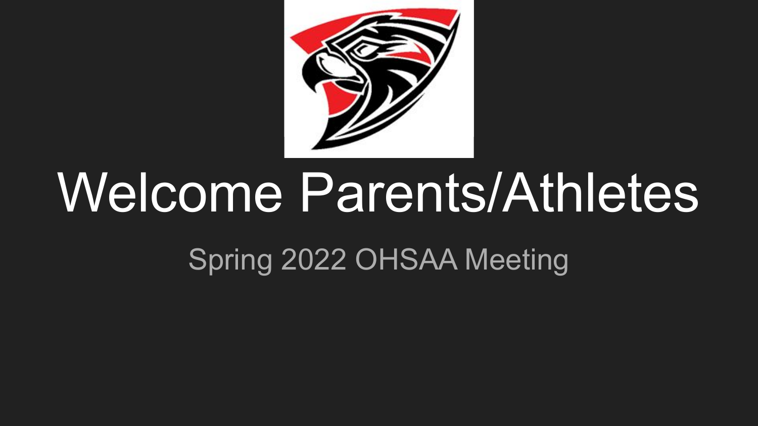# Welcome Parents/Athletes

## Spring 2022 OHSAA Meeting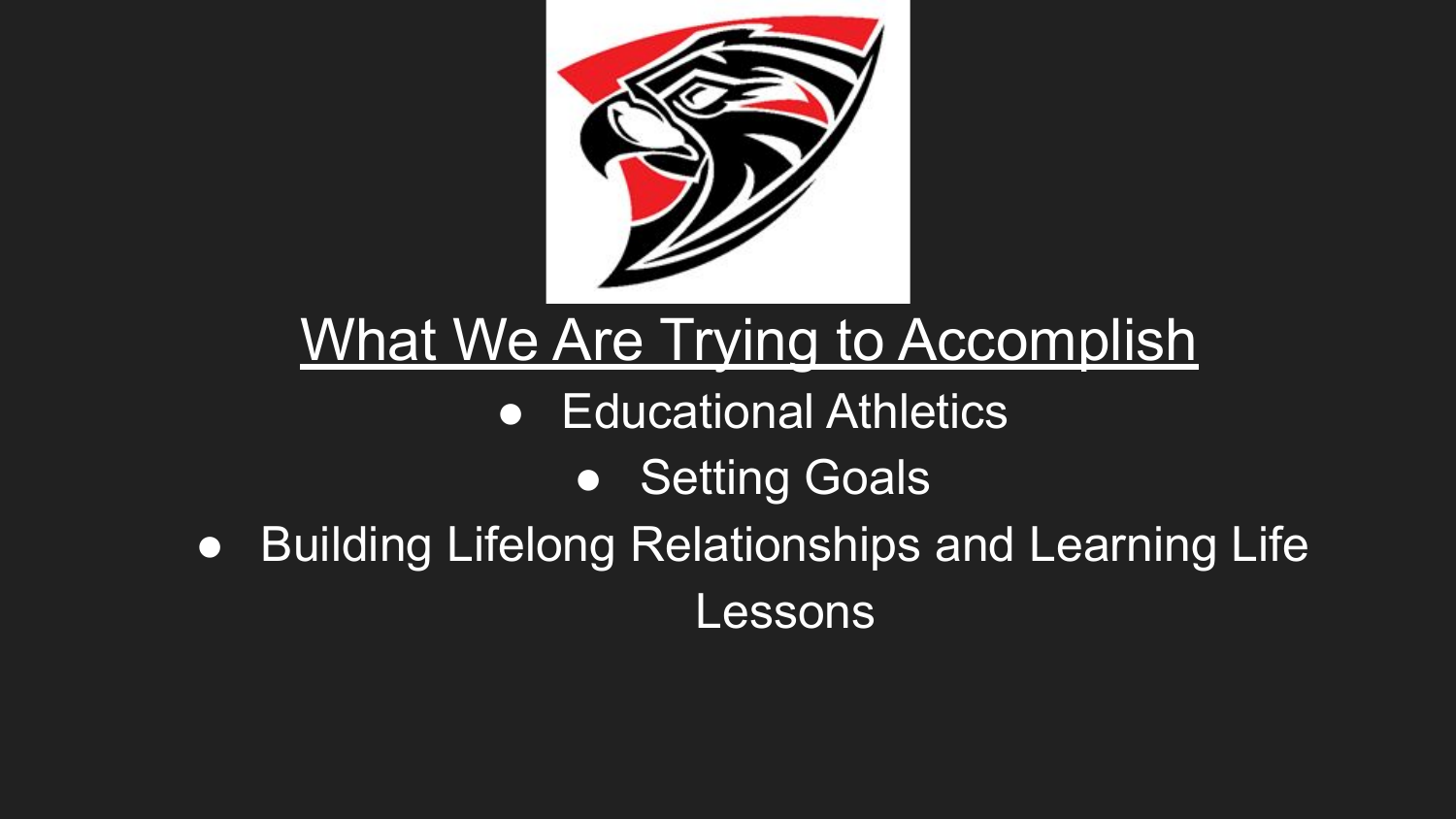# What We Are Trying to Accomplish

- Educational Athletics
- Setting Goals
- Building Lifelong Relationships and Learning Life Lessons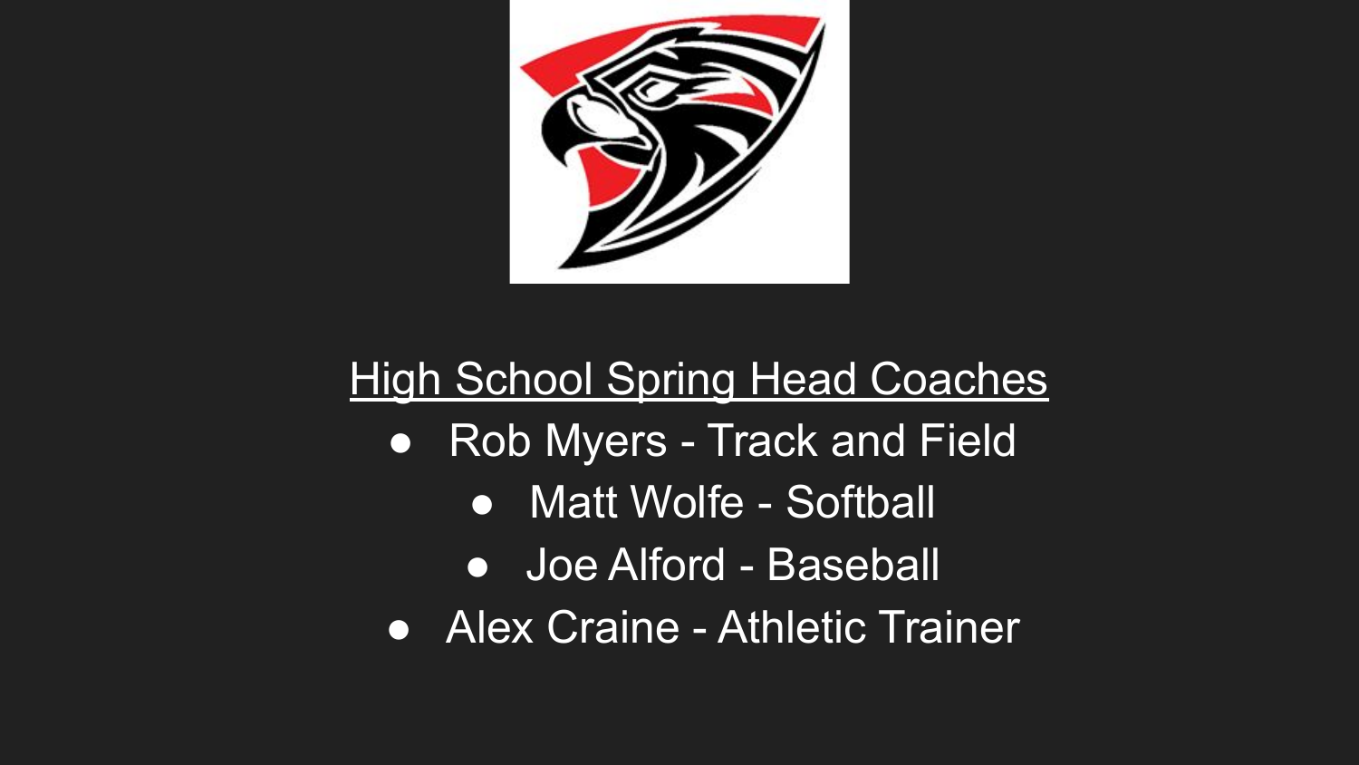<u>High School Spring Head Coaches</u>

- Rob Myers - Track and Field
- Matt Wolfe - Softball
- Joe Alford - Baseball
- Alex Craine - Athletic Trainer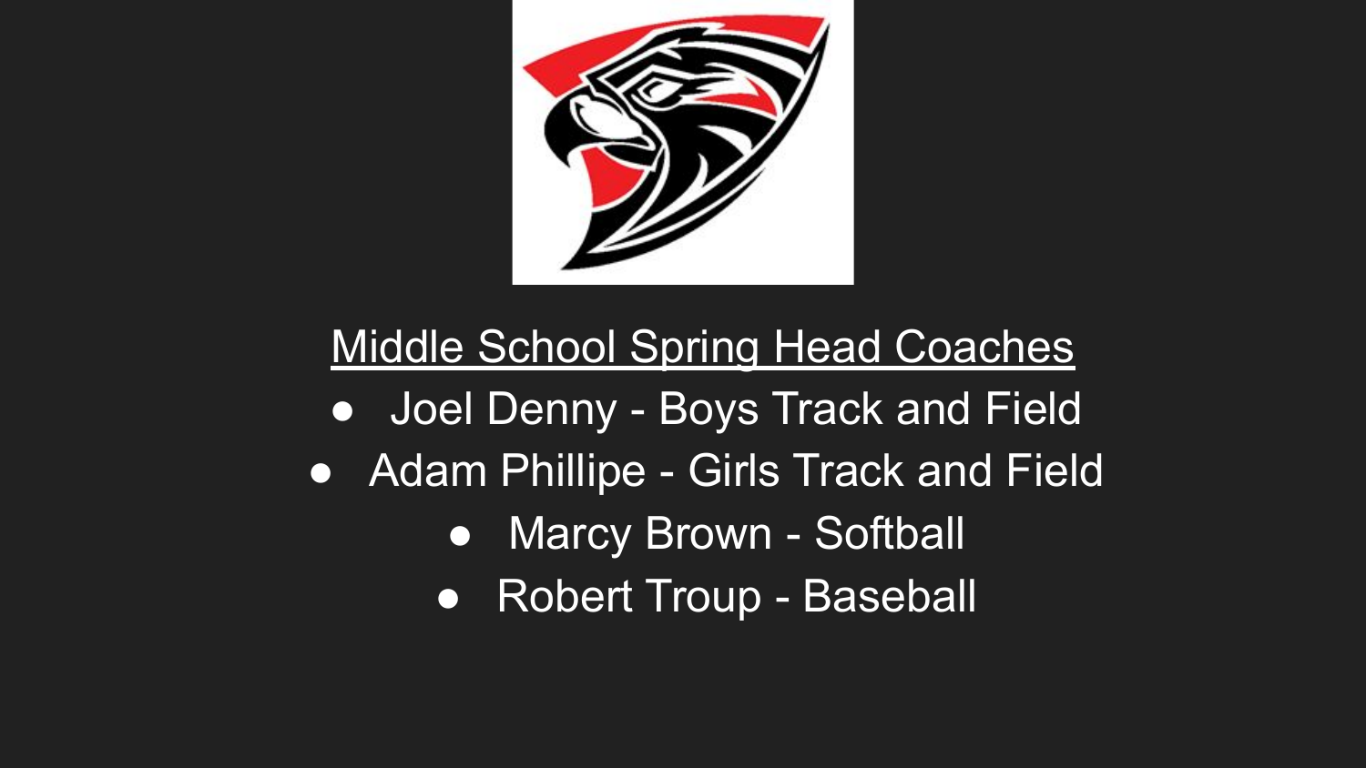## Middle School Spring Head Coaches

- Joel Denny - Boys Track and Field
- Adam Phillipe - Girls Track and Field
- Marcy Brown - Softball
- Robert Troup - Baseball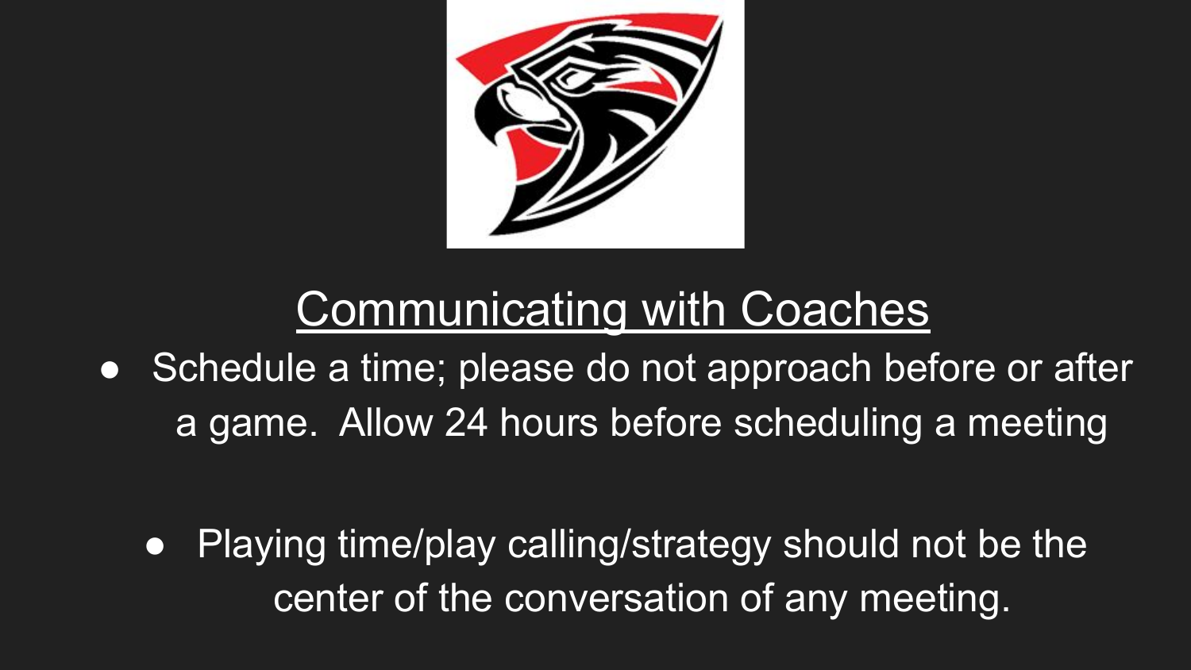## Communicating with Coaches

- Schedule a time; please do not approach before or after a game. Allow 24 hours before scheduling a meeting

- Playing time/play calling/strategy should not be the center of the conversation of any meeting.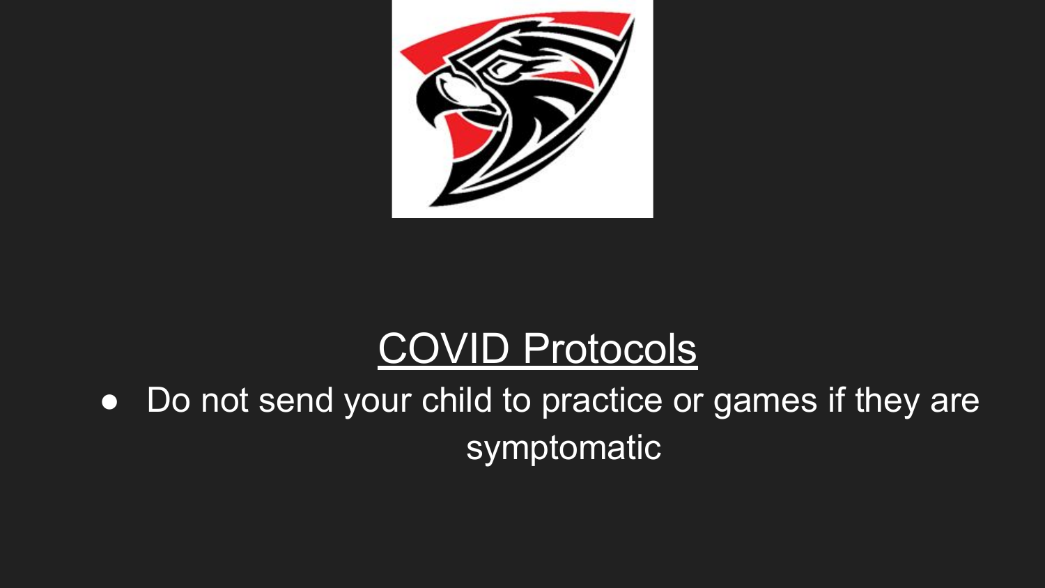## COVID Protocols

- Do not send your child to practice or games if they are symptomatic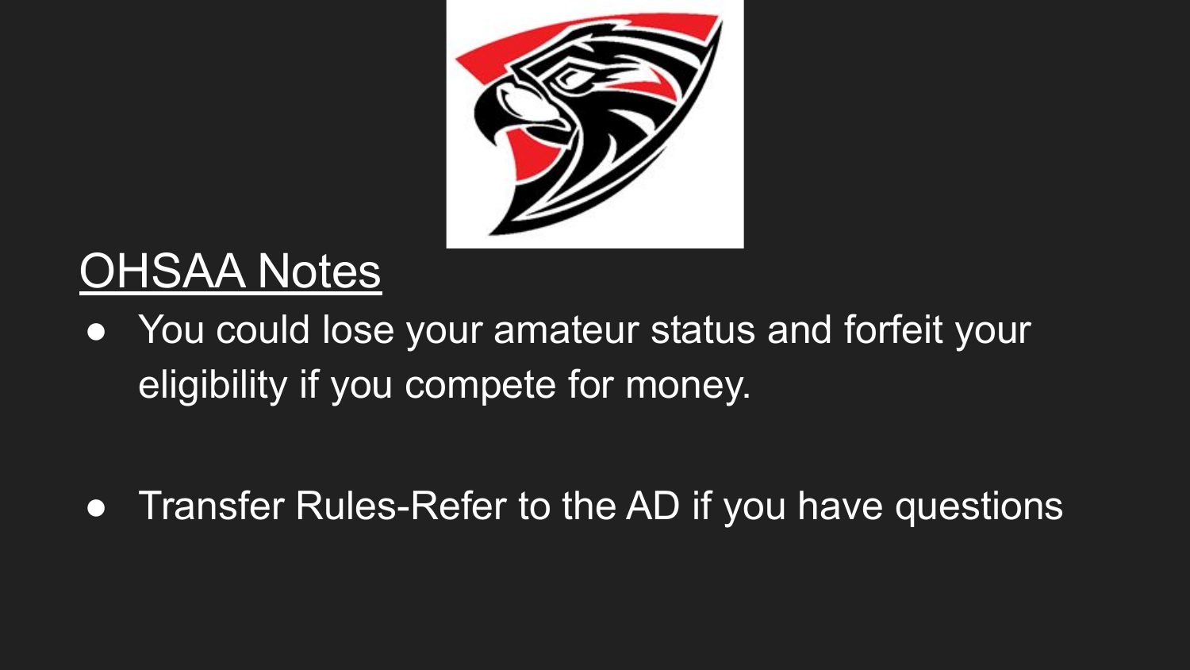## OHSAA Notes

- You could lose your amateur status and forfeit your eligibility if you compete for money.

- Transfer Rules-Refer to the AD if you have questions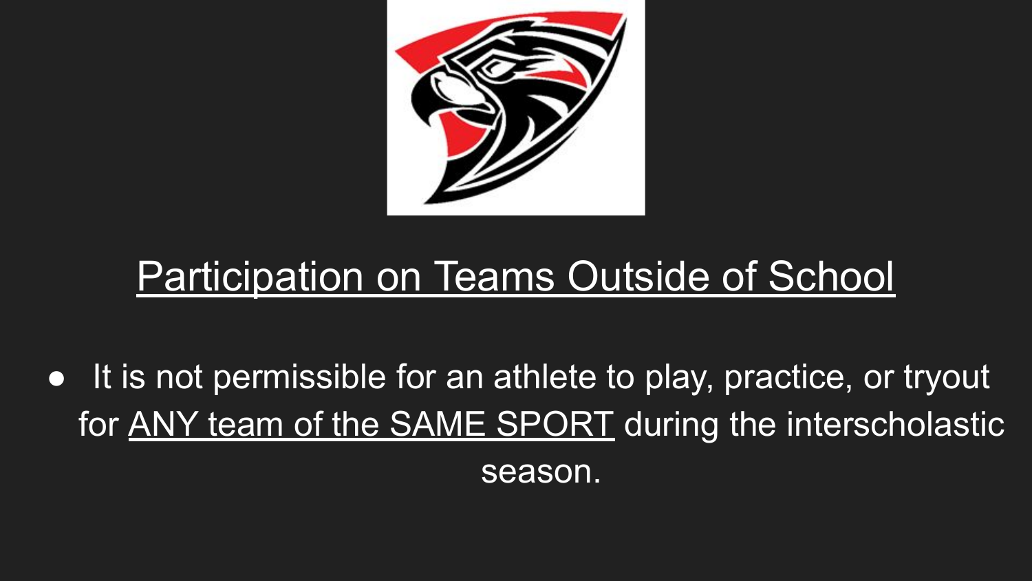## Participation on Teams Outside of School

- It is not permissible for an athlete to play, practice, or tryout for ANY team of the SAME SPORT during the interscholastic season.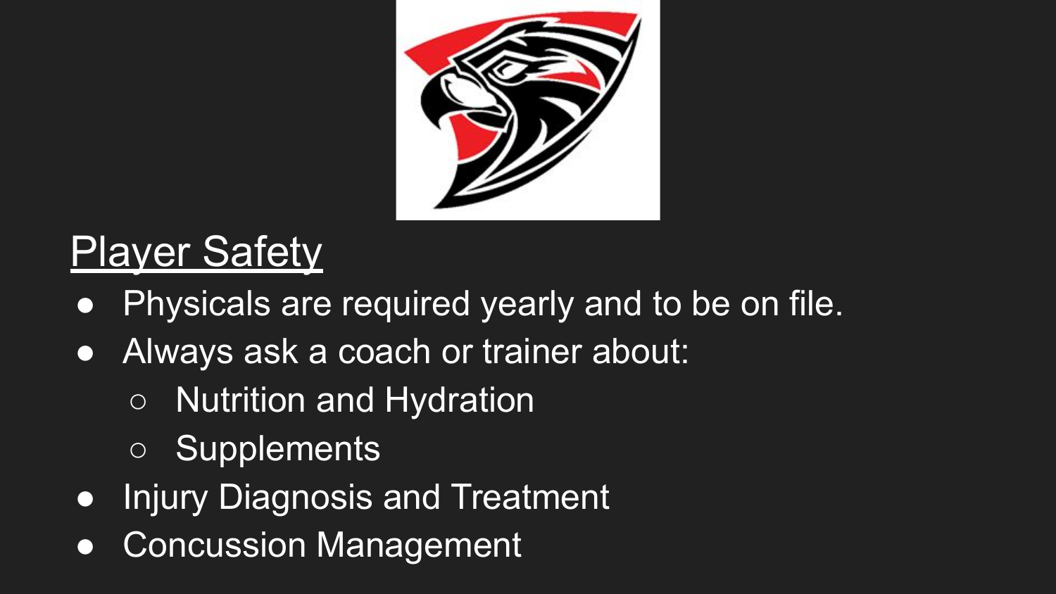## Player Safety

- Physicals are required yearly and to be on file.
- Always ask a coach or trainer about:
  - Nutrition and Hydration
  - Supplements
- Injury Diagnosis and Treatment
- Concussion Management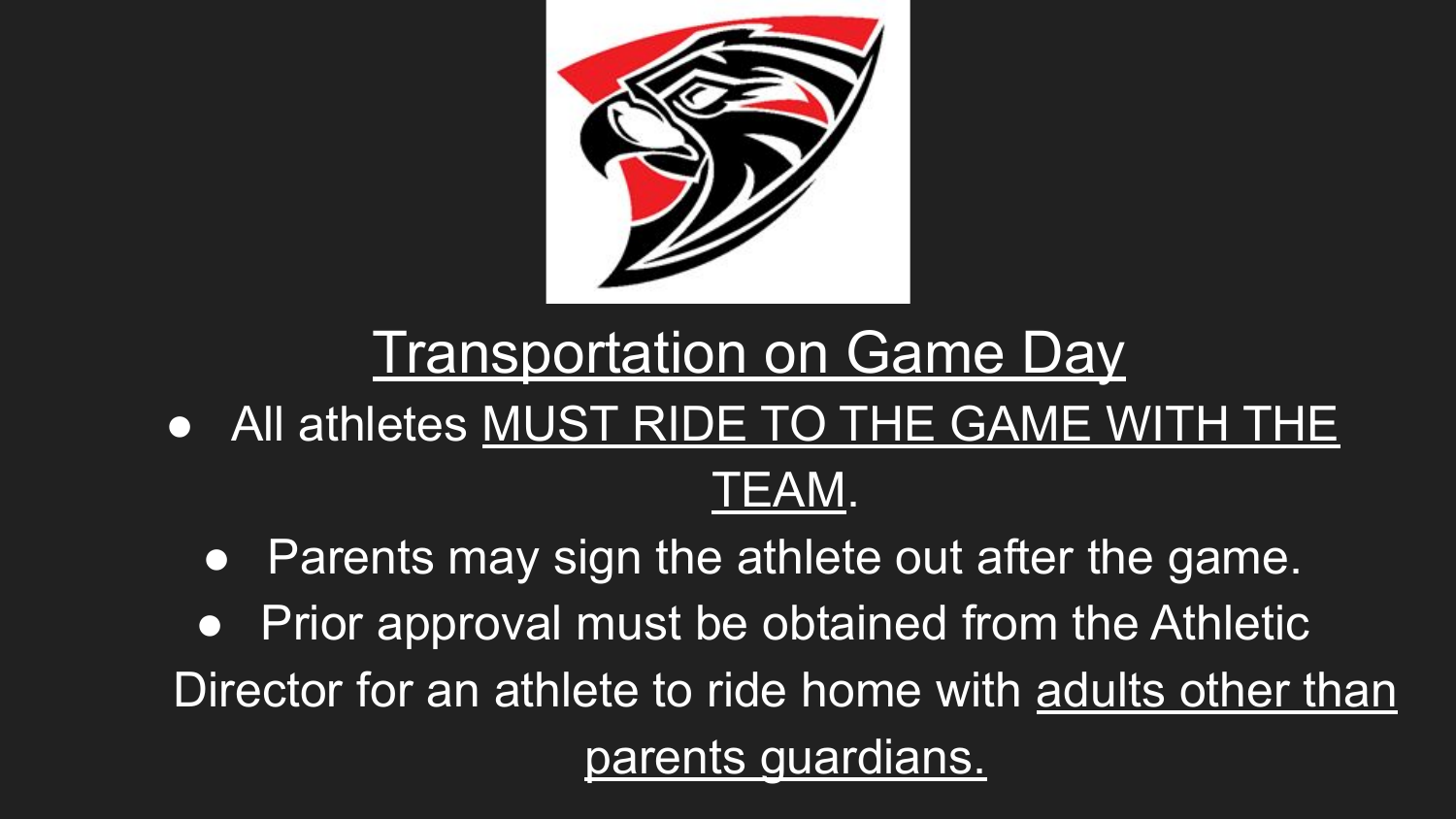# Transportation on Game Day

- All athletes MUST RIDE TO THE GAME WITH THE TEAM.
  - Parents may sign the athlete out after the game.
  - Prior approval must be obtained from the Athletic Director for an athlete to ride home with adults other than parents guardians.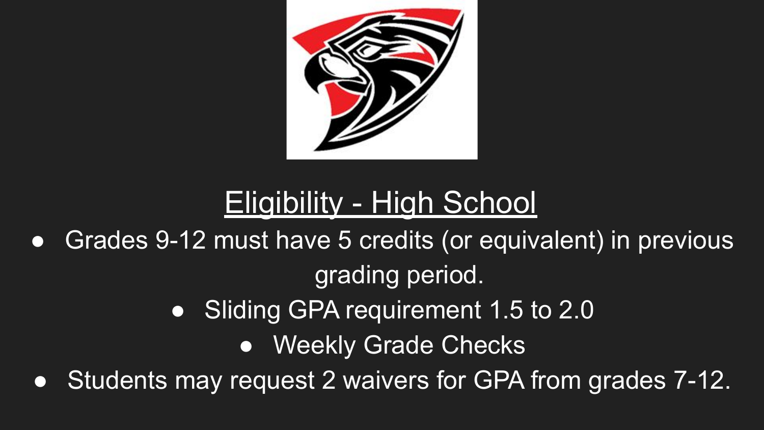## Eligibility - High School

- Grades 9-12 must have 5 credits (or equivalent) in previous grading period.
- Sliding GPA requirement 1.5 to 2.0
- Weekly Grade Checks
- Students may request 2 waivers for GPA from grades 7-12.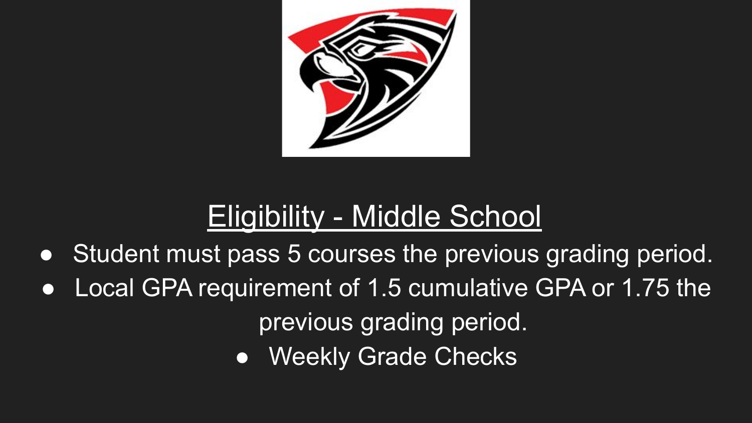## Eligibility - Middle School

- Student must pass 5 courses the previous grading period.
- Local GPA requirement of 1.5 cumulative GPA or 1.75 the previous grading period.
- Weekly Grade Checks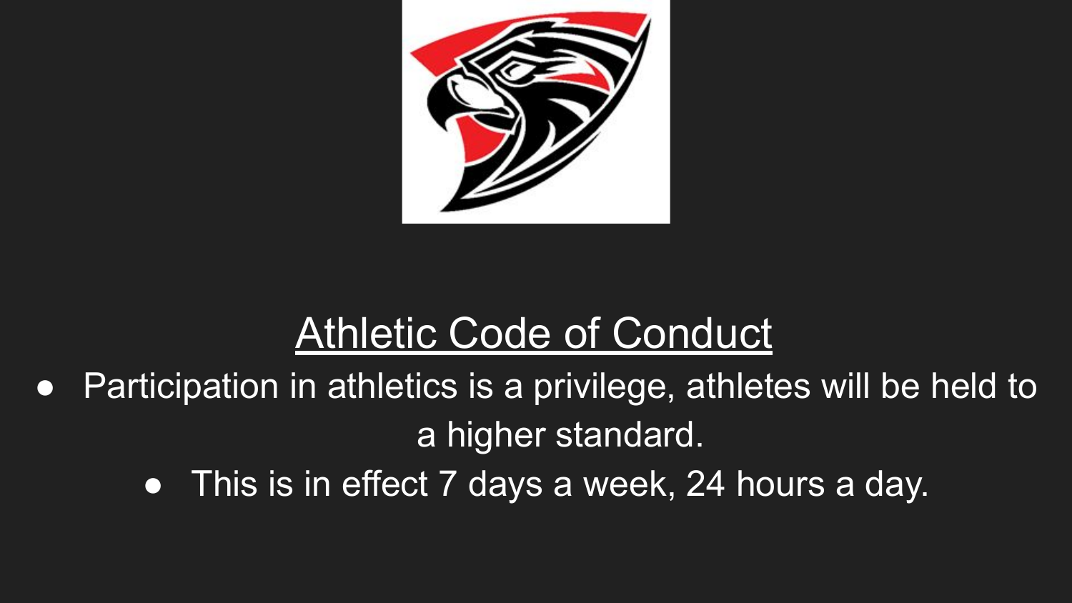## Athletic Code of Conduct

- Participation in athletics is a privilege, athletes will be held to a higher standard.
  - This is in effect 7 days a week, 24 hours a day.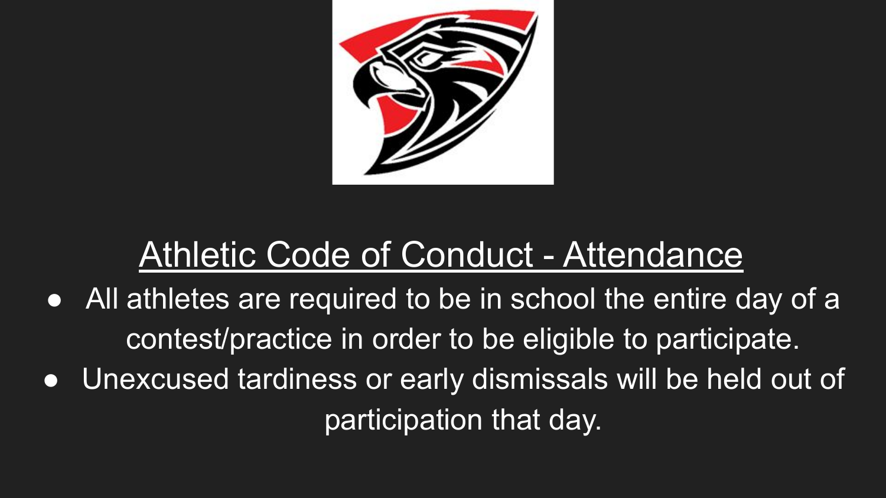# Athletic Code of Conduct - Attendance

- All athletes are required to be in school the entire day of a contest/practice in order to be eligible to participate.
- Unexcused tardiness or early dismissals will be held out of participation that day.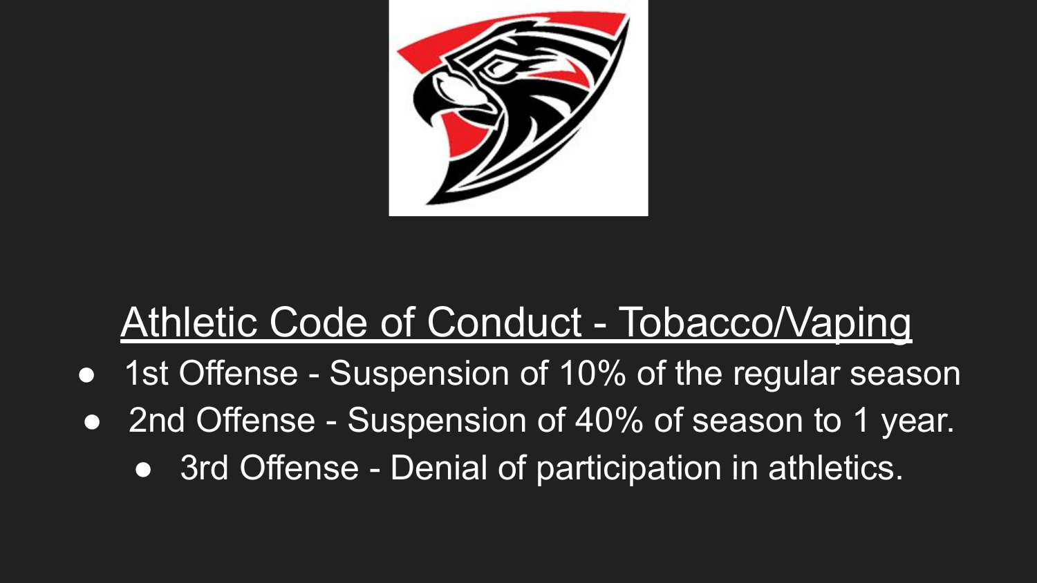## Athletic Code of Conduct - Tobacco/Vaping

- 1st Offense - Suspension of 10% of the regular season
- 2nd Offense - Suspension of 40% of season to 1 year.
- 3rd Offense - Denial of participation in athletics.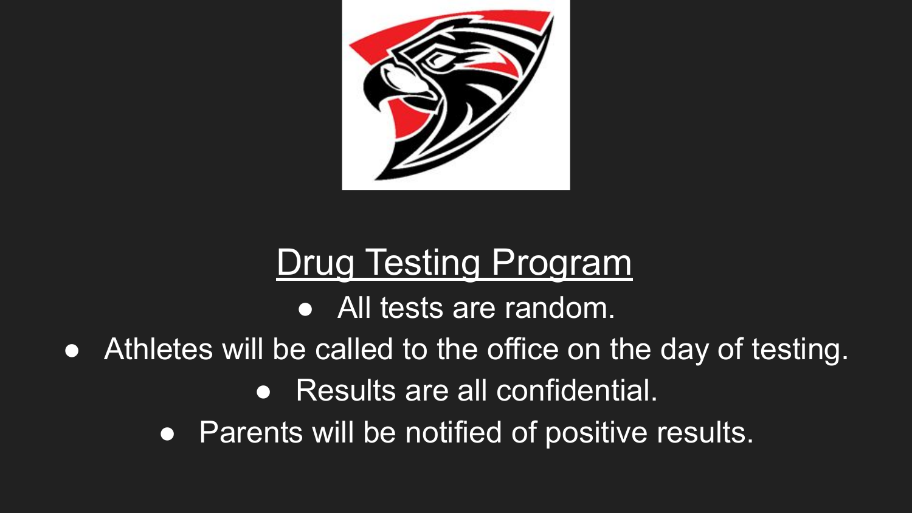# Drug Testing Program

- All tests are random.
- Athletes will be called to the office on the day of testing.
- Results are all confidential.
- Parents will be notified of positive results.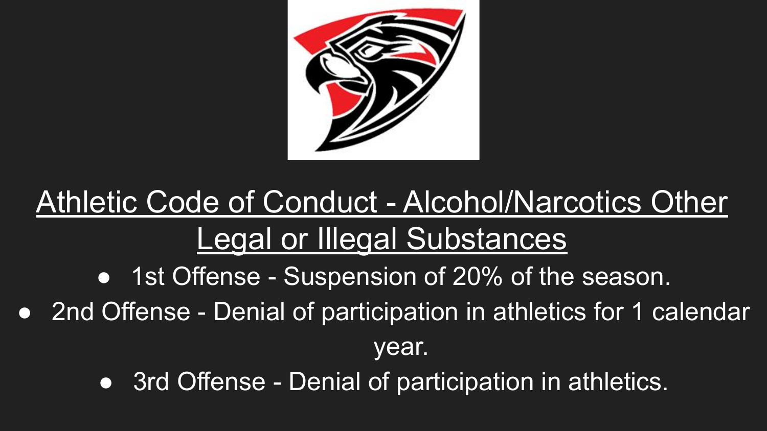# Athletic Code of Conduct - Alcohol/Narcotics Other Legal or Illegal Substances

- 1st Offense - Suspension of 20% of the season.
- 2nd Offense - Denial of participation in athletics for 1 calendar year.
- 3rd Offense - Denial of participation in athletics.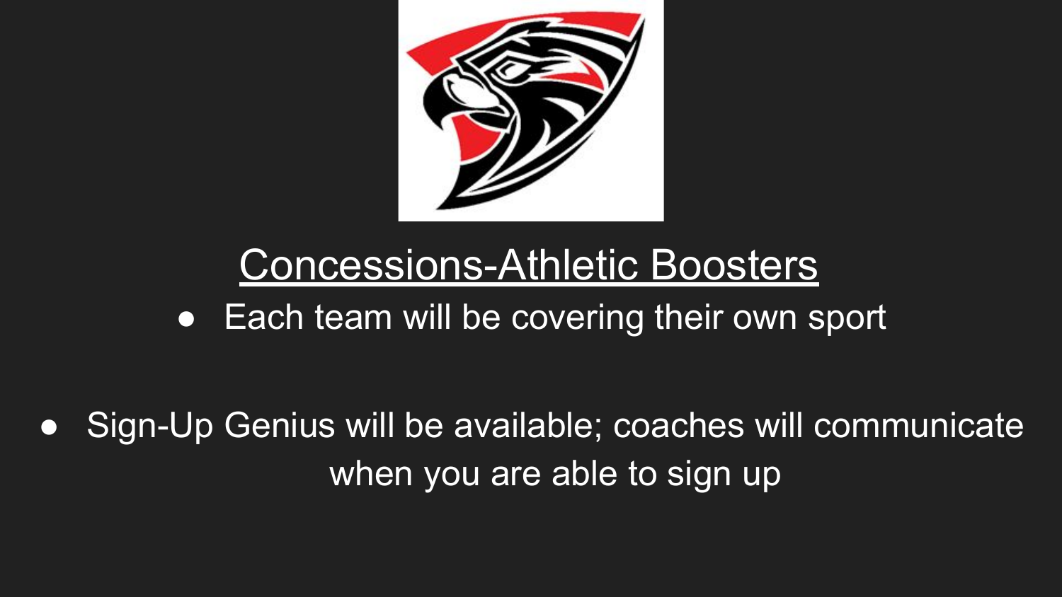# Concessions-Athletic Boosters

- Each team will be covering their own sport

- Sign-Up Genius will be available; coaches will communicate when you are able to sign up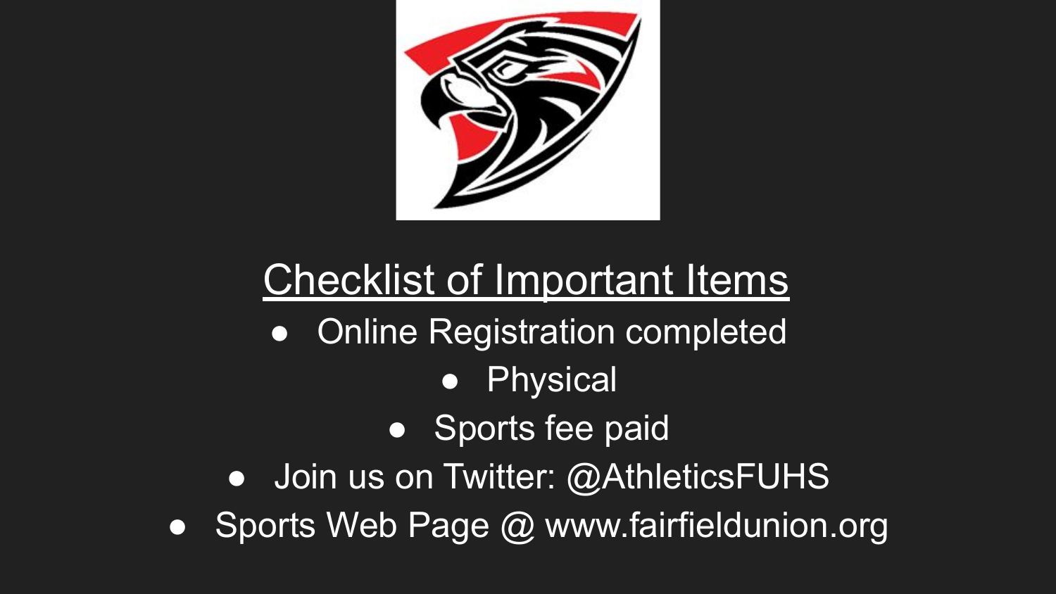## Checklist of Important Items

- Online Registration completed
- Physical
- Sports fee paid
- Join us on Twitter: @AthleticsFUHS
- Sports Web Page @ www.fairfieldunion.org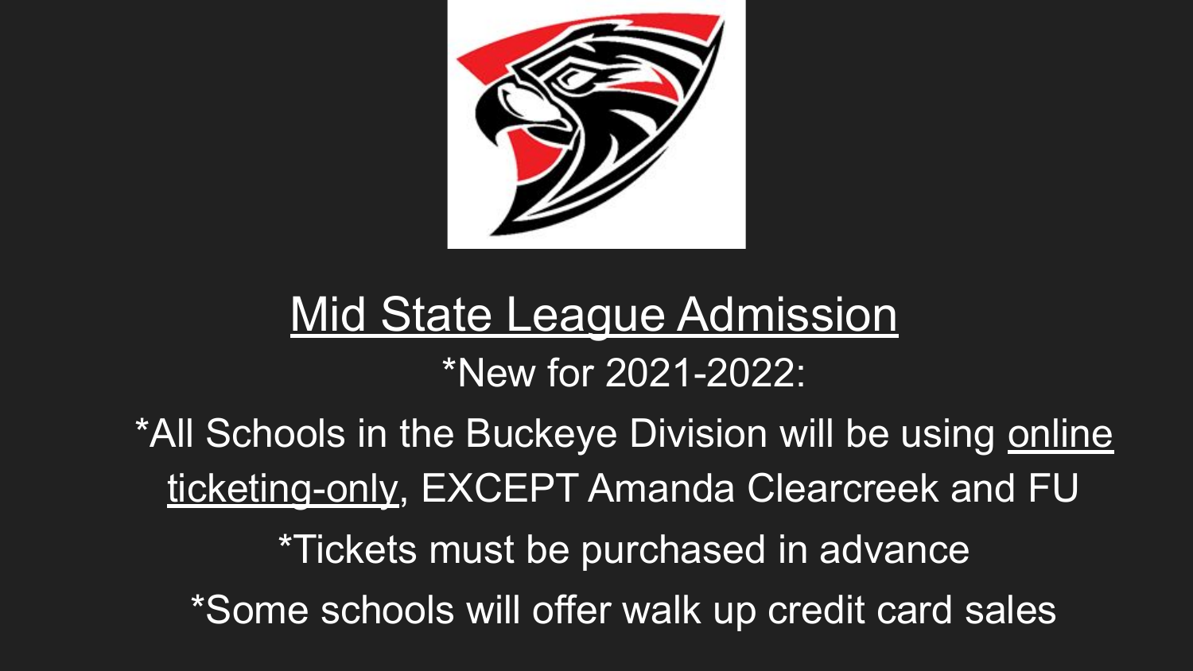# Mid State League Admission

*New for 2021-2022:

*All Schools in the Buckeye Division will be using online ticketing-only, EXCEPT Amanda Clearcreek and FU

*Tickets must be purchased in advance

*Some schools will offer walk up credit card sales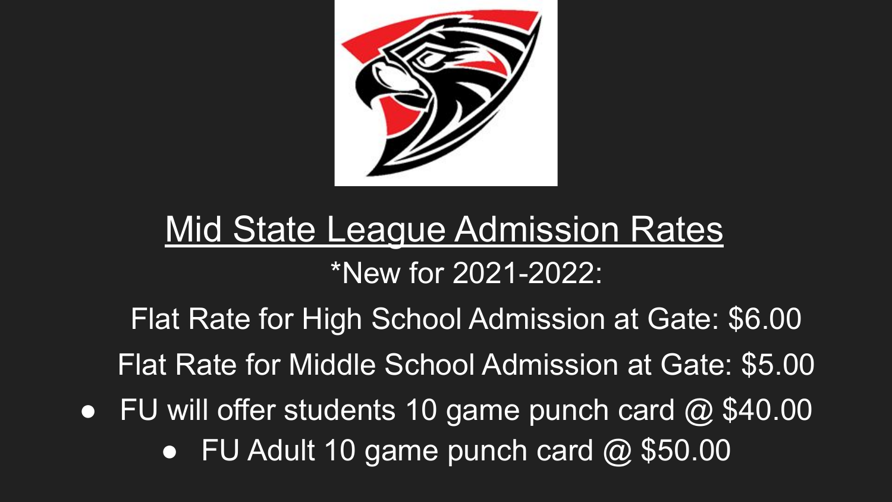# Mid State League Admission Rates

*New for 2021-2022:

Flat Rate for High School Admission at Gate: $6.00

Flat Rate for Middle School Admission at Gate: $5.00

- FU will offer students 10 game punch card @ $40.00
  - FU Adult 10 game punch card @ $50.00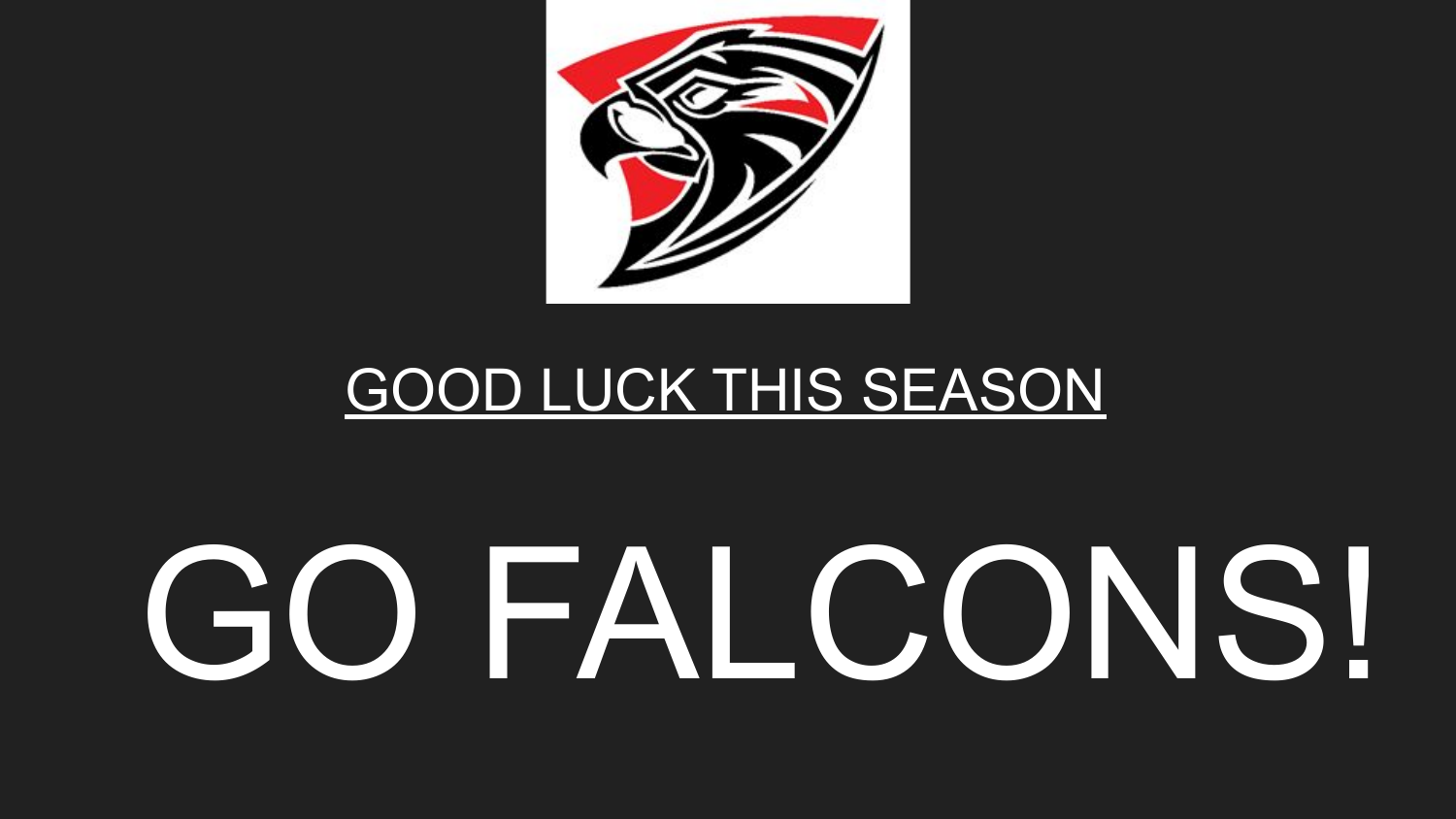GOOD LUCK THIS SEASON

# GO FALCONS!